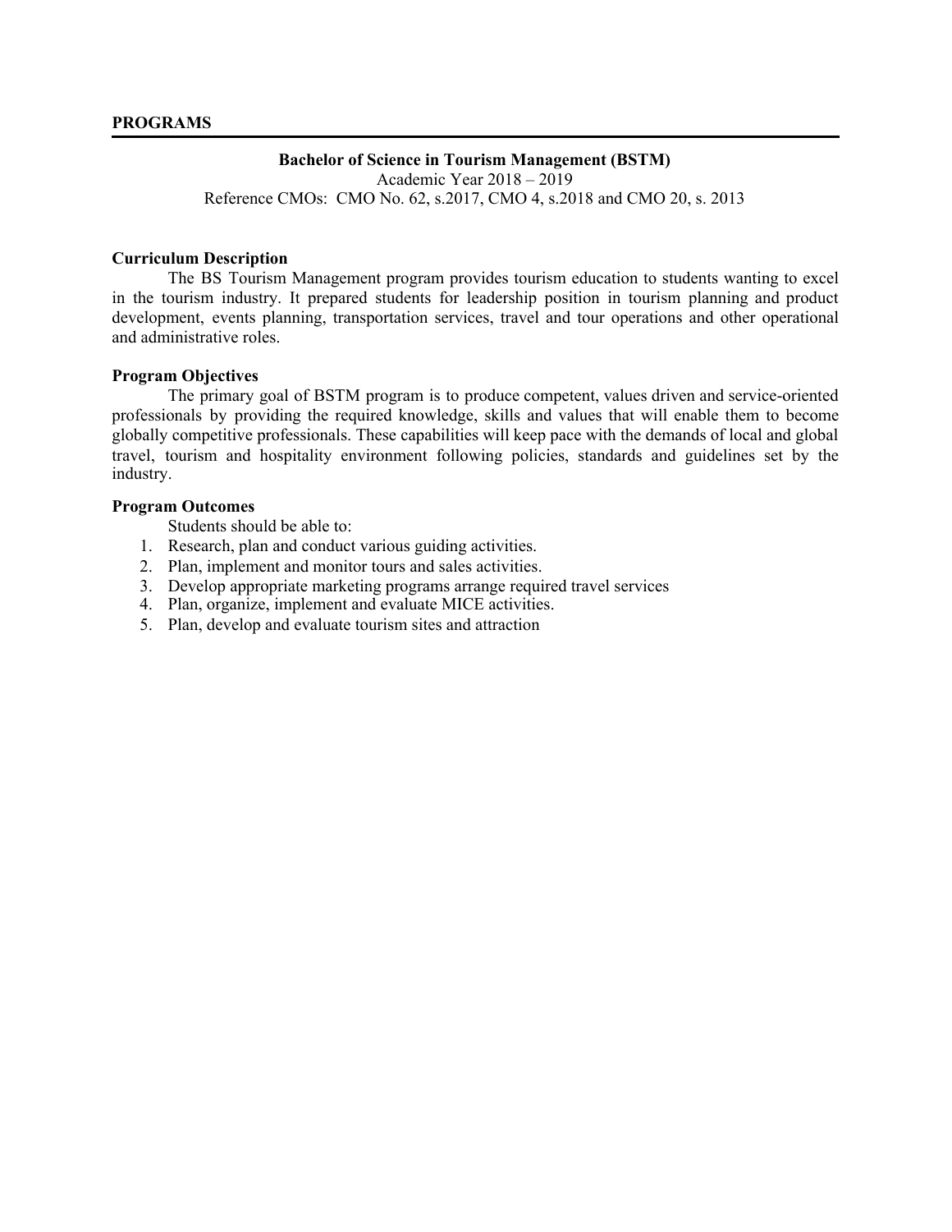## PROGRAMS

**Bachelor of Science in Tourism Management (BSTM)**
Academic Year 2018 – 2019
Reference CMOs: CMO No. 62, s.2017, CMO 4, s.2018 and CMO 20, s. 2013

### Curriculum Description

The BS Tourism Management program provides tourism education to students wanting to excel in the tourism industry. It prepared students for leadership position in tourism planning and product development, events planning, transportation services, travel and tour operations and other operational and administrative roles.

### Program Objectives

The primary goal of BSTM program is to produce competent, values driven and service-oriented professionals by providing the required knowledge, skills and values that will enable them to become globally competitive professionals. These capabilities will keep pace with the demands of local and global travel, tourism and hospitality environment following policies, standards and guidelines set by the industry.

### Program Outcomes

Students should be able to:

1. Research, plan and conduct various guiding activities.
2. Plan, implement and monitor tours and sales activities.
3. Develop appropriate marketing programs arrange required travel services
4. Plan, organize, implement and evaluate MICE activities.
5. Plan, develop and evaluate tourism sites and attraction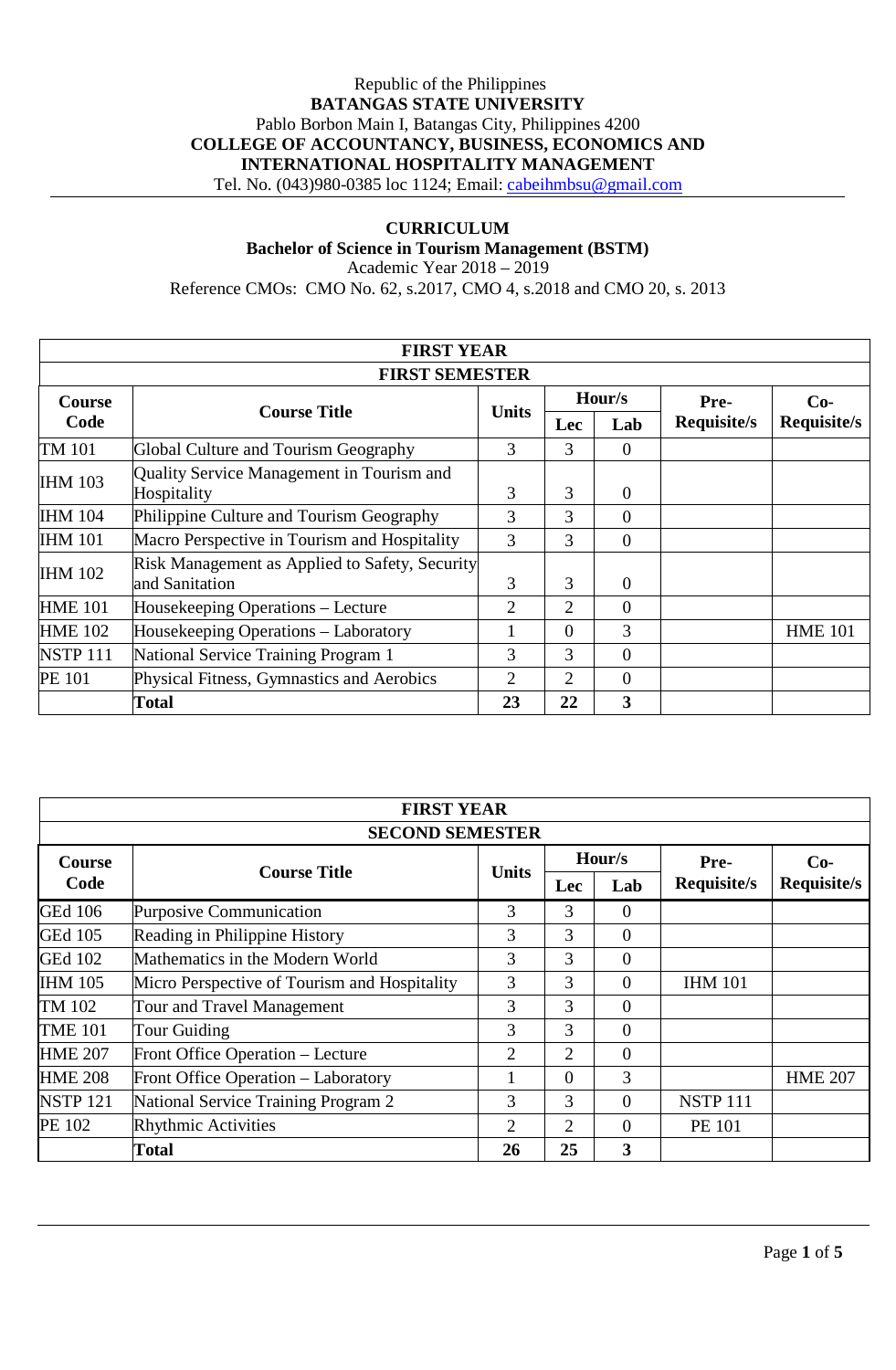Republic of the Philippines
**BATANGAS STATE UNIVERSITY**
Pablo Borbon Main I, Batangas City, Philippines 4200
**COLLEGE OF ACCOUNTANCY, BUSINESS, ECONOMICS AND INTERNATIONAL HOSPITALITY MANAGEMENT**
Tel. No. (043)980-0385 loc 1124; Email: cabeihmbsu@gmail.com

# CURRICULUM

## Bachelor of Science in Tourism Management (BSTM)

Academic Year 2018 – 2019

Reference CMOs: CMO No. 62, s.2017, CMO 4, s.2018 and CMO 20, s. 2013

| FIRST YEAR | | | | | | |
|---|---|---|---|---|---|---|
| **FIRST SEMESTER** | | | | | | |
| **Course Code** | **Course Title** | **Units** | **Hour/s** | | **Pre-Requisite/s** | **Co-Requisite/s** |
| | | | **Lec** | **Lab** | | |
| TM 101 | Global Culture and Tourism Geography | 3 | 3 | 0 | | |
| IHM 103 | Quality Service Management in Tourism and Hospitality | 3 | 3 | 0 | | |
| IHM 104 | Philippine Culture and Tourism Geography | 3 | 3 | 0 | | |
| IHM 101 | Macro Perspective in Tourism and Hospitality | 3 | 3 | 0 | | |
| IHM 102 | Risk Management as Applied to Safety, Security and Sanitation | 3 | 3 | 0 | | |
| HME 101 | Housekeeping Operations – Lecture | 2 | 2 | 0 | | |
| HME 102 | Housekeeping Operations – Laboratory | 1 | 0 | 3 | | HME 101 |
| NSTP 111 | National Service Training Program 1 | 3 | 3 | 0 | | |
| PE 101 | Physical Fitness, Gymnastics and Aerobics | 2 | 2 | 0 | | |
| | **Total** | **23** | **22** | **3** | | |

| FIRST YEAR | | | | | | |
|---|---|---|---|---|---|---|
| **SECOND SEMESTER** | | | | | | |
| **Course Code** | **Course Title** | **Units** | **Hour/s** | | **Pre-Requisite/s** | **Co-Requisite/s** |
| | | | **Lec** | **Lab** | | |
| GEd 106 | Purposive Communication | 3 | 3 | 0 | | |
| GEd 105 | Reading in Philippine History | 3 | 3 | 0 | | |
| GEd 102 | Mathematics in the Modern World | 3 | 3 | 0 | | |
| IHM 105 | Micro Perspective of Tourism and Hospitality | 3 | 3 | 0 | IHM 101 | |
| TM 102 | Tour and Travel Management | 3 | 3 | 0 | | |
| TME 101 | Tour Guiding | 3 | 3 | 0 | | |
| HME 207 | Front Office Operation – Lecture | 2 | 2 | 0 | | |
| HME 208 | Front Office Operation – Laboratory | 1 | 0 | 3 | | HME 207 |
| NSTP 121 | National Service Training Program 2 | 3 | 3 | 0 | NSTP 111 | |
| PE 102 | Rhythmic Activities | 2 | 2 | 0 | PE 101 | |
| | **Total** | **26** | **25** | **3** | | |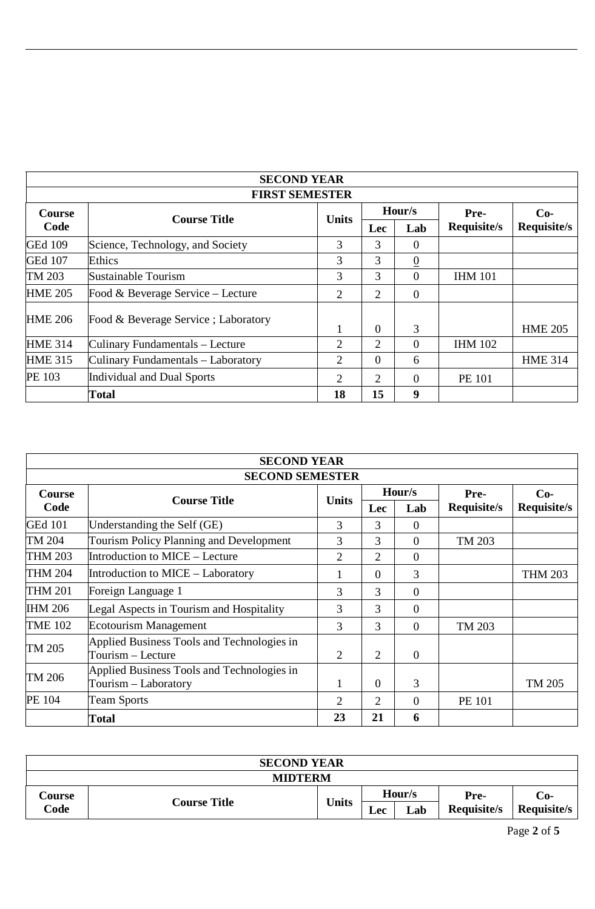| SECOND YEAR | | | | | | |
|---|---|---|---|---|---|---|
| FIRST SEMESTER | | | | | | |
| Course Code | Course Title | Units | Hour/s | | Pre-Requisite/s | Co-Requisite/s |
| | | | Lec | Lab | | |
| GEd 109 | Science, Technology, and Society | 3 | 3 | 0 | | |
| GEd 107 | Ethics | 3 | 3 | 0 | | |
| TM 203 | Sustainable Tourism | 3 | 3 | 0 | IHM 101 | |
| HME 205 | Food & Beverage Service – Lecture | 2 | 2 | 0 | | |
| HME 206 | Food & Beverage Service ; Laboratory | 1 | 0 | 3 | | HME 205 |
| HME 314 | Culinary Fundamentals – Lecture | 2 | 2 | 0 | IHM 102 | |
| HME 315 | Culinary Fundamentals – Laboratory | 2 | 0 | 6 | | HME 314 |
| PE 103 | Individual and Dual Sports | 2 | 2 | 0 | PE 101 | |
| | **Total** | **18** | **15** | **9** | | |

| SECOND YEAR | | | | | | |
|---|---|---|---|---|---|---|
| SECOND SEMESTER | | | | | | |
| Course Code | Course Title | Units | Hour/s | | Pre-Requisite/s | Co-Requisite/s |
| | | | Lec | Lab | | |
| GEd 101 | Understanding the Self (GE) | 3 | 3 | 0 | | |
| TM 204 | Tourism Policy Planning and Development | 3 | 3 | 0 | TM 203 | |
| THM 203 | Introduction to MICE – Lecture | 2 | 2 | 0 | | |
| THM 204 | Introduction to MICE – Laboratory | 1 | 0 | 3 | | THM 203 |
| THM 201 | Foreign Language 1 | 3 | 3 | 0 | | |
| IHM 206 | Legal Aspects in Tourism and Hospitality | 3 | 3 | 0 | | |
| TME 102 | Ecotourism Management | 3 | 3 | 0 | TM 203 | |
| TM 205 | Applied Business Tools and Technologies in Tourism – Lecture | 2 | 2 | 0 | | |
| TM 206 | Applied Business Tools and Technologies in Tourism – Laboratory | 1 | 0 | 3 | | TM 205 |
| PE 104 | Team Sports | 2 | 2 | 0 | PE 101 | |
| | **Total** | **23** | **21** | **6** | | |

| SECOND YEAR | | | | | | |
|---|---|---|---|---|---|---|
| MIDTERM | | | | | | |
| Course Code | Course Title | Units | Hour/s | | Pre-Requisite/s | Co-Requisite/s |
| | | | Lec | Lab | | |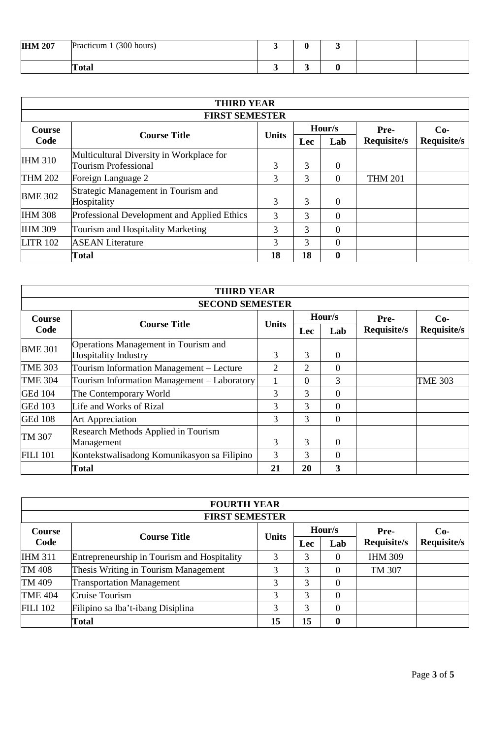| | | | | | | |
|---|---|---|---|---|---|---|
| **IHM 207** | Practicum 1 (300 hours) | **3** | **0** | **3** | | |
| | **Total** | **3** | **3** | **0** | | |

| **THIRD YEAR** | | | | | | |
|---|---|---|---|---|---|---|
| **FIRST SEMESTER** | | | | | | |
| **Course Code** | **Course Title** | **Units** | **Hour/s** | | **Pre-Requisite/s** | **Co-Requisite/s** |
| | | | **Lec** | **Lab** | | |
| IHM 310 | Multicultural Diversity in Workplace for Tourism Professional | 3 | 3 | 0 | | |
| THM 202 | Foreign Language 2 | 3 | 3 | 0 | THM 201 | |
| BME 302 | Strategic Management in Tourism and Hospitality | 3 | 3 | 0 | | |
| IHM 308 | Professional Development and Applied Ethics | 3 | 3 | 0 | | |
| IHM 309 | Tourism and Hospitality Marketing | 3 | 3 | 0 | | |
| LITR 102 | ASEAN Literature | 3 | 3 | 0 | | |
| | **Total** | **18** | **18** | **0** | | |

| **THIRD YEAR** | | | | | | |
|---|---|---|---|---|---|---|
| **SECOND SEMESTER** | | | | | | |
| **Course Code** | **Course Title** | **Units** | **Hour/s** | | **Pre-Requisite/s** | **Co-Requisite/s** |
| | | | **Lec** | **Lab** | | |
| BME 301 | Operations Management in Tourism and Hospitality Industry | 3 | 3 | 0 | | |
| TME 303 | Tourism Information Management – Lecture | 2 | 2 | 0 | | |
| TME 304 | Tourism Information Management – Laboratory | 1 | 0 | 3 | | TME 303 |
| GEd 104 | The Contemporary World | 3 | 3 | 0 | | |
| GEd 103 | Life and Works of Rizal | 3 | 3 | 0 | | |
| GEd 108 | Art Appreciation | 3 | 3 | 0 | | |
| TM 307 | Research Methods Applied in Tourism Management | 3 | 3 | 0 | | |
| FILI 101 | Kontekstwalisadong Komunikasyon sa Filipino | 3 | 3 | 0 | | |
| | **Total** | **21** | **20** | **3** | | |

| **FOURTH YEAR** | | | | | | |
|---|---|---|---|---|---|---|
| **FIRST SEMESTER** | | | | | | |
| **Course Code** | **Course Title** | **Units** | **Hour/s** | | **Pre-Requisite/s** | **Co-Requisite/s** |
| | | | **Lec** | **Lab** | | |
| IHM 311 | Entrepreneurship in Tourism and Hospitality | 3 | 3 | 0 | IHM 309 | |
| TM 408 | Thesis Writing in Tourism Management | 3 | 3 | 0 | TM 307 | |
| TM 409 | Transportation Management | 3 | 3 | 0 | | |
| TME 404 | Cruise Tourism | 3 | 3 | 0 | | |
| FILI 102 | Filipino sa Iba't-ibang Disiplina | 3 | 3 | 0 | | |
| | **Total** | **15** | **15** | **0** | | |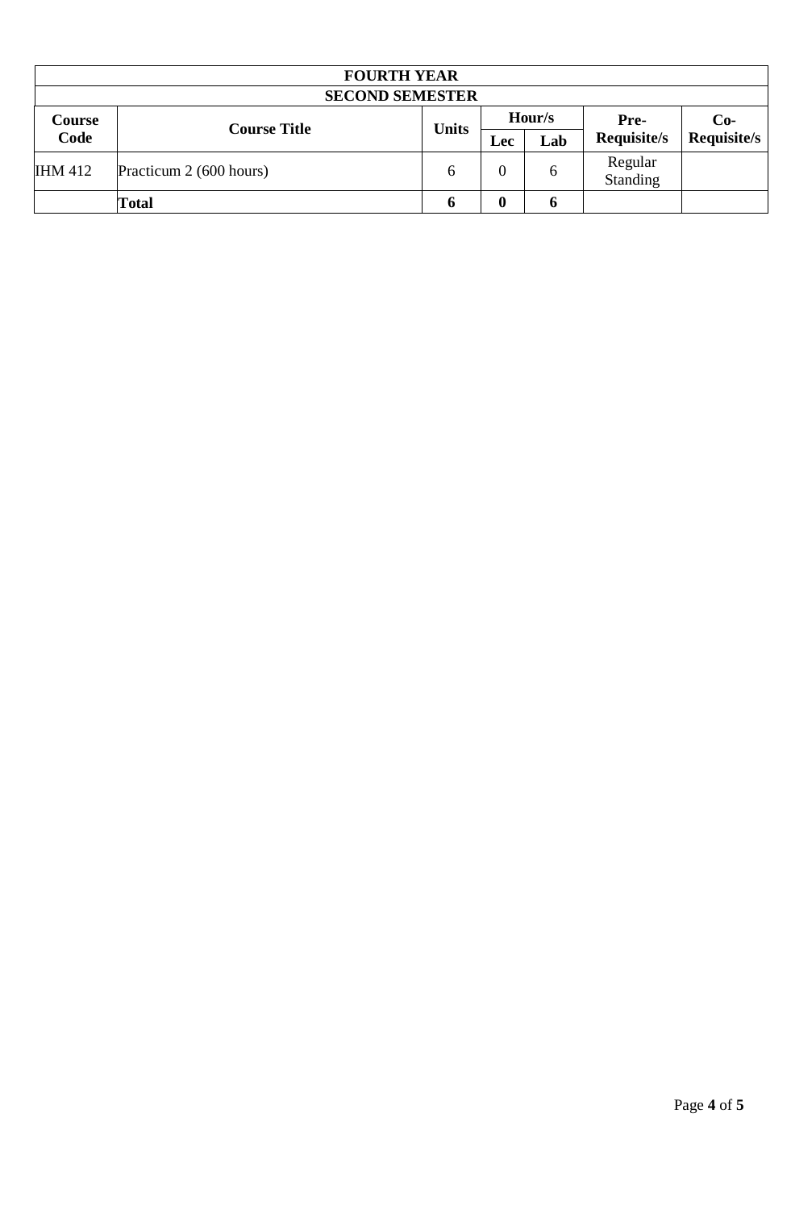| FOURTH YEAR | | | | | | |
|---|---|---|---|---|---|---|
| SECOND SEMESTER | | | | | | |
| Course Code | Course Title | Units | Hour/s | | Pre-Requisite/s | Co-Requisite/s |
| | | | Lec | Lab | | |
| IHM 412 | Practicum 2 (600 hours) | 6 | 0 | 6 | Regular Standing | |
| | **Total** | **6** | **0** | **6** | | |